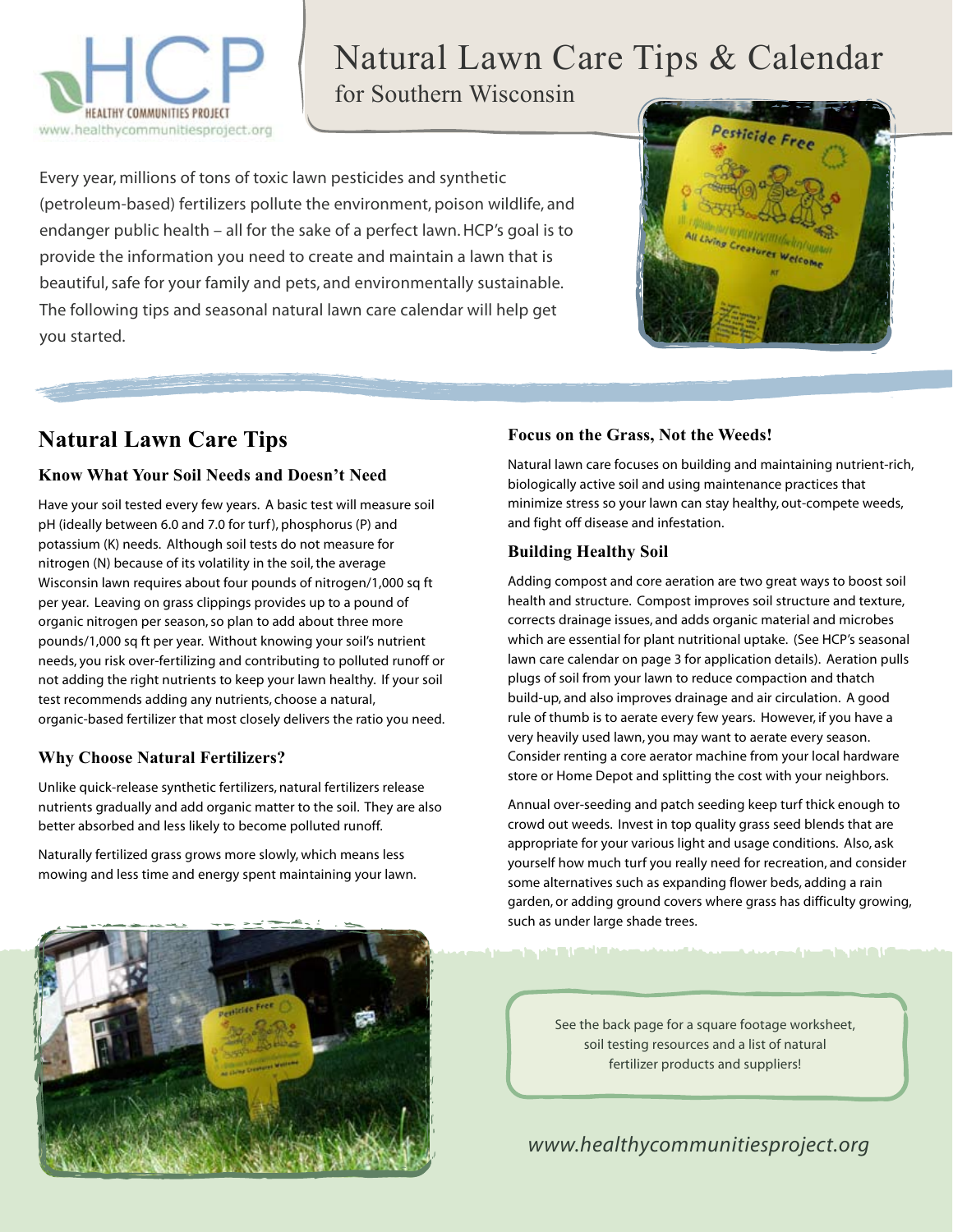# Natural Lawn Care Tips & Calendar

for Southern Wisconsin

Every year, millions of tons of toxic lawn pesticides and synthetic (petroleum-based) fertilizers pollute the environment, poison wildlife, and endanger public health – all for the sake of a perfect lawn. HCP's goal is to provide the information you need to create and maintain a lawn that is beautiful, safe for your family and pets, and environmentally sustainable. The following tips and seasonal natural lawn care calendar will help get you started.

## Natural Lawn Care Tips

### Know What Your Soil Needs and Doesn't Need

Have your soil tested every few years. A basic test will measure soil pH (ideally between 6.0 and 7.0 for turf), phosphorus (P) and potassium (K) needs. Although soil tests do not measure for nitrogen (N) because of its volatility in the soil, the average Wisconsin lawn requires about four pounds of nitrogen/1,000 sq ft per year. Leaving on grass clippings provides up to a pound of organic nitrogen per season, so plan to add about three more pounds/1,000 sq ft per year. Without knowing your soil's nutrient needs, you risk over-fertilizing and contributing to polluted runoff or not adding the right nutrients to keep your lawn healthy. If your soil test recommends adding any nutrients, choose a natural, organic-based fertilizer that most closely delivers the ratio you need.

### Why Choose Natural Fertilizers?

Unlike quick-release synthetic fertilizers, natural fertilizers release nutrients gradually and add organic matter to the soil. They are also better absorbed and less likely to become polluted runoff.

Naturally fertilized grass grows more slowly, which means less mowing and less time and energy spent maintaining your lawn.

### Focus on the Grass, Not the Weeds!

Natural lawn care focuses on building and maintaining nutrient-rich, biologically active soil and using maintenance practices that minimize stress so your lawn can stay healthy, out-compete weeds, and fight off disease and infestation.

### Building Healthy Soil

Adding compost and core aeration are two great ways to boost soil health and structure. Compost improves soil structure and texture, corrects drainage issues, and adds organic material and microbes which are essential for plant nutritional uptake. (See HCP's seasonal lawn care calendar on page 3 for application details). Aeration pulls plugs of soil from your lawn to reduce compaction and thatch build-up, and also improves drainage and air circulation. A good rule of thumb is to aerate every few years. However, if you have a very heavily used lawn, you may want to aerate every season. Consider renting a core aerator machine from your local hardware store or Home Depot and splitting the cost with your neighbors.

Annual over-seeding and patch seeding keep turf thick enough to crowd out weeds. Invest in top quality grass seed blends that are appropriate for your various light and usage conditions. Also, ask yourself how much turf you really need for recreation, and consider some alternatives such as expanding flower beds, adding a rain garden, or adding ground covers where grass has difficulty growing, such as under large shade trees.

See the back page for a square footage worksheet, soil testing resources and a list of natural fertilizer products and suppliers!

*www.healthycommunitiesproject.org*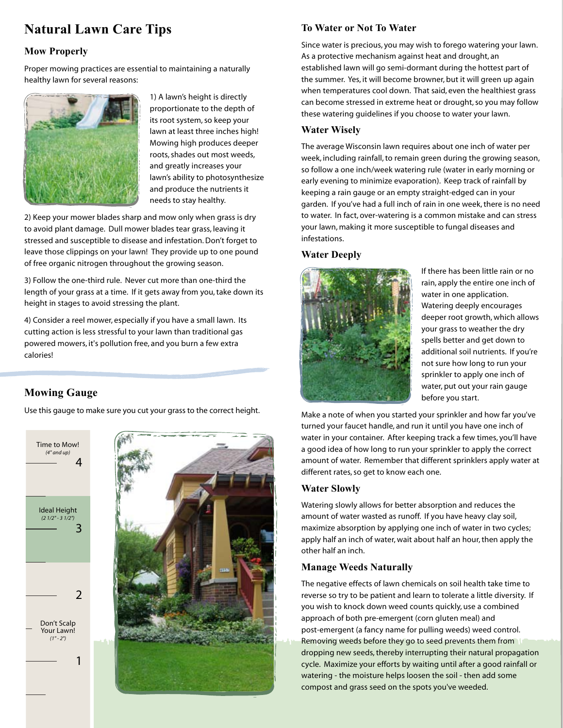# Natural Lawn Care Tips

## Mow Properly

Proper mowing practices are essential to maintaining a naturally healthy lawn for several reasons:

1) A lawn's height is directly proportionate to the depth of its root system, so keep your lawn at least three inches high! Mowing high produces deeper roots, shades out most weeds, and greatly increases your lawn's ability to photosynthesize and produce the nutrients it needs to stay healthy.

2) Keep your mower blades sharp and mow only when grass is dry to avoid plant damage. Dull mower blades tear grass, leaving it stressed and susceptible to disease and infestation. Don't forget to leave those clippings on your lawn! They provide up to one pound of free organic nitrogen throughout the growing season.

3) Follow the one-third rule. Never cut more than one-third the length of your grass at a time. If it gets away from you, take down its height in stages to avoid stressing the plant.

4) Consider a reel mower, especially if you have a small lawn. Its cutting action is less stressful to your lawn than traditional gas powered mowers, it's pollution free, and you burn a few extra calories!

## Mowing Gauge

Use this gauge to make sure you cut your grass to the correct height.

Time to Mow!
*(4" and up)*
4

Ideal Height
*(2 1/2" - 3 1/2")*
3

2

Don't Scalp Your Lawn!
*(1" - 2")*
1

## To Water or Not To Water

Since water is precious, you may wish to forego watering your lawn. As a protective mechanism against heat and drought, an established lawn will go semi-dormant during the hottest part of the summer. Yes, it will become browner, but it will green up again when temperatures cool down. That said, even the healthiest grass can become stressed in extreme heat or drought, so you may follow these watering guidelines if you choose to water your lawn.

## Water Wisely

The average Wisconsin lawn requires about one inch of water per week, including rainfall, to remain green during the growing season, so follow a one inch/week watering rule (water in early morning or early evening to minimize evaporation). Keep track of rainfall by keeping a rain gauge or an empty straight-edged can in your garden. If you've had a full inch of rain in one week, there is no need to water. In fact, over-watering is a common mistake and can stress your lawn, making it more susceptible to fungal diseases and infestations.

## Water Deeply

If there has been little rain or no rain, apply the entire one inch of water in one application. Watering deeply encourages deeper root growth, which allows your grass to weather the dry spells better and get down to additional soil nutrients. If you're not sure how long to run your sprinkler to apply one inch of water, put out your rain gauge before you start.

Make a note of when you started your sprinkler and how far you've turned your faucet handle, and run it until you have one inch of water in your container. After keeping track a few times, you'll have a good idea of how long to run your sprinkler to apply the correct amount of water. Remember that different sprinklers apply water at different rates, so get to know each one.

## Water Slowly

Watering slowly allows for better absorption and reduces the amount of water wasted as runoff. If you have heavy clay soil, maximize absorption by applying one inch of water in two cycles; apply half an inch of water, wait about half an hour, then apply the other half an inch.

## Manage Weeds Naturally

The negative effects of lawn chemicals on soil health take time to reverse so try to be patient and learn to tolerate a little diversity. If you wish to knock down weed counts quickly, use a combined approach of both pre-emergent (corn gluten meal) and post-emergent (a fancy name for pulling weeds) weed control. Removing weeds before they go to seed prevents them from dropping new seeds, thereby interrupting their natural propagation cycle. Maximize your efforts by waiting until after a good rainfall or watering - the moisture helps loosen the soil - then add some compost and grass seed on the spots you've weeded.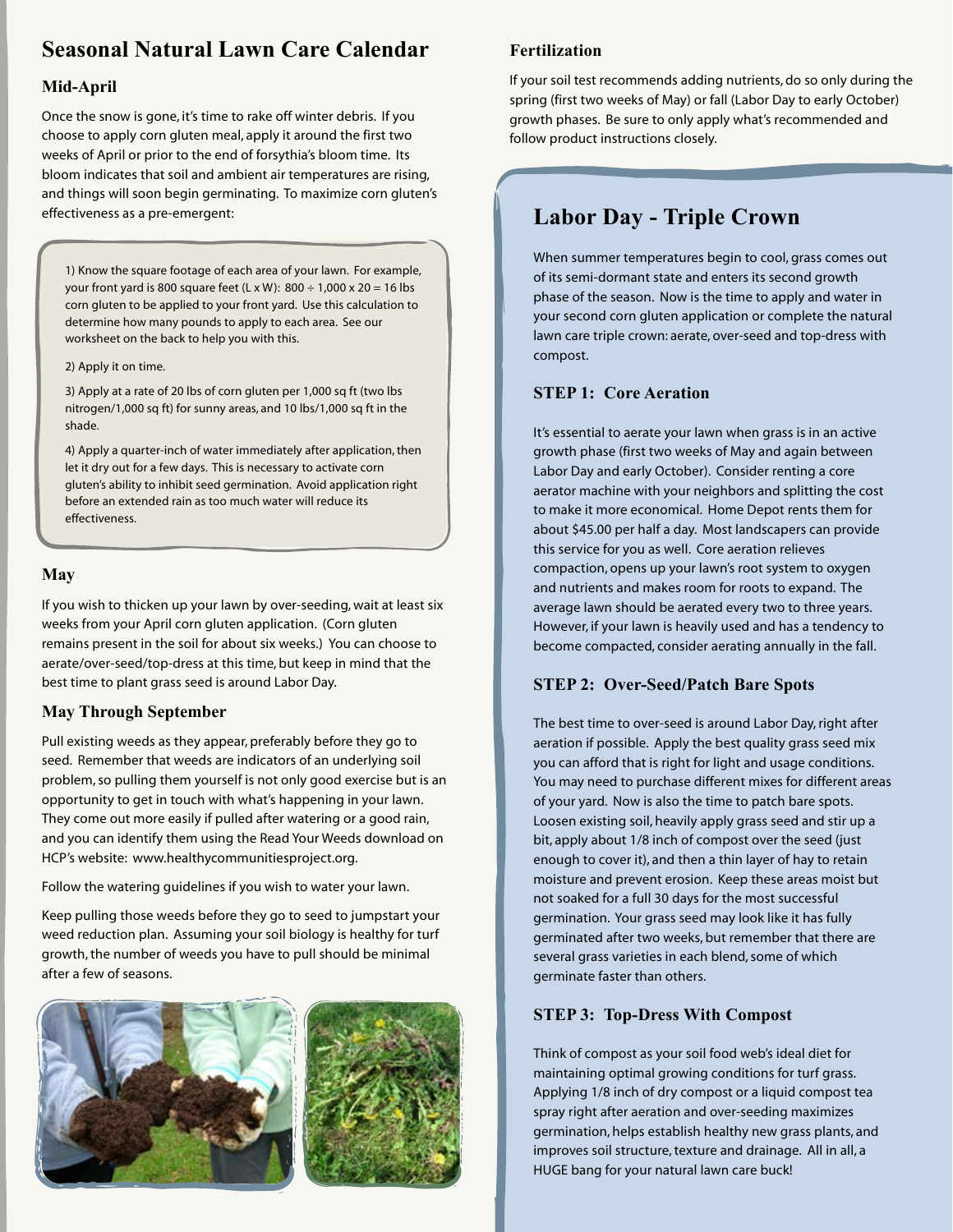# Seasonal Natural Lawn Care Calendar

## Mid-April

Once the snow is gone, it's time to rake off winter debris. If you choose to apply corn gluten meal, apply it around the first two weeks of April or prior to the end of forsythia's bloom time. Its bloom indicates that soil and ambient air temperatures are rising, and things will soon begin germinating. To maximize corn gluten's effectiveness as a pre-emergent:

1) Know the square footage of each area of your lawn. For example, your front yard is 800 square feet (L x W): 800 ÷ 1,000 x 20 = 16 lbs corn gluten to be applied to your front yard. Use this calculation to determine how many pounds to apply to each area. See our worksheet on the back to help you with this.

2) Apply it on time.

3) Apply at a rate of 20 lbs of corn gluten per 1,000 sq ft (two lbs nitrogen/1,000 sq ft) for sunny areas, and 10 lbs/1,000 sq ft in the shade.

4) Apply a quarter-inch of water immediately after application, then let it dry out for a few days. This is necessary to activate corn gluten's ability to inhibit seed germination. Avoid application right before an extended rain as too much water will reduce its effectiveness.

## May

If you wish to thicken up your lawn by over-seeding, wait at least six weeks from your April corn gluten application. (Corn gluten remains present in the soil for about six weeks.) You can choose to aerate/over-seed/top-dress at this time, but keep in mind that the best time to plant grass seed is around Labor Day.

## May Through September

Pull existing weeds as they appear, preferably before they go to seed. Remember that weeds are indicators of an underlying soil problem, so pulling them yourself is not only good exercise but is an opportunity to get in touch with what's happening in your lawn. They come out more easily if pulled after watering or a good rain, and you can identify them using the Read Your Weeds download on HCP's website: www.healthycommunitiesproject.org.

Follow the watering guidelines if you wish to water your lawn.

Keep pulling those weeds before they go to seed to jumpstart your weed reduction plan. Assuming your soil biology is healthy for turf growth, the number of weeds you have to pull should be minimal after a few seasons.

## Fertilization

If your soil test recommends adding nutrients, do so only during the spring (first two weeks of May) or fall (Labor Day to early October) growth phases. Be sure to only apply what's recommended and follow product instructions closely.

## Labor Day - Triple Crown

When summer temperatures begin to cool, grass comes out of its semi-dormant state and enters its second growth phase of the season. Now is the time to apply and water in your second corn gluten application or complete the natural lawn care triple crown: aerate, over-seed and top-dress with compost.

### STEP 1: Core Aeration

It's essential to aerate your lawn when grass is in an active growth phase (first two weeks of May and again between Labor Day and early October). Consider renting a core aerator machine with your neighbors and splitting the cost to make it more economical. Home Depot rents them for about $45.00 per half a day. Most landscapers can provide this service for you as well. Core aeration relieves compaction, opens up your lawn's root system to oxygen and nutrients and makes room for roots to expand. The average lawn should be aerated every two to three years. However, if your lawn is heavily used and has a tendency to become compacted, consider aerating annually in the fall.

### STEP 2: Over-Seed/Patch Bare Spots

The best time to over-seed is around Labor Day, right after aeration if possible. Apply the best quality grass seed mix you can afford that is right for light and usage conditions. You may need to purchase different mixes for different areas of your yard. Now is also the time to patch bare spots. Loosen existing soil, heavily apply grass seed and stir up a bit, apply about 1/8 inch of compost over the seed (just enough to cover it), and then a thin layer of hay to retain moisture and prevent erosion. Keep these areas moist but not soaked for a full 30 days for the most successful germination. Your grass seed may look like it has fully germinated after two weeks, but remember that there are several grass varieties in each blend, some of which germinate faster than others.

### STEP 3: Top-Dress With Compost

Think of compost as your soil food web's ideal diet for maintaining optimal growing conditions for turf grass. Applying 1/8 inch of dry compost or a liquid compost tea spray right after aeration and over-seeding maximizes germination, helps establish healthy new grass plants, and improves soil structure, texture and drainage. All in all, a HUGE bang for your natural lawn care buck!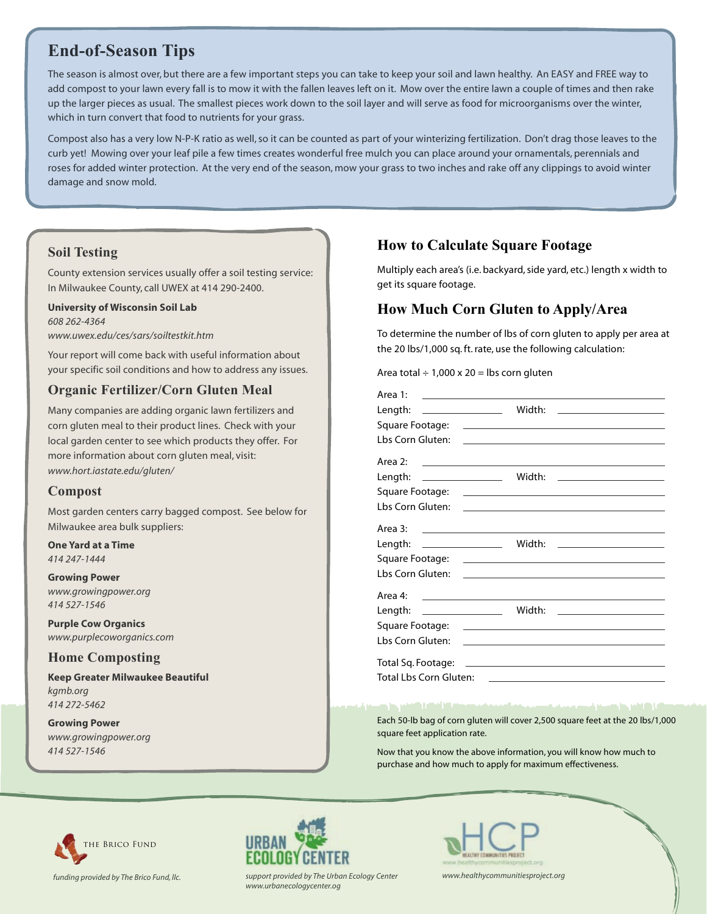## End-of-Season Tips

The season is almost over, but there are a few important steps you can take to keep your soil and lawn healthy. An EASY and FREE way to add compost to your lawn every fall is to mow it with the fallen leaves left on it. Mow over the entire lawn a couple of times and then rake up the larger pieces as usual. The smallest pieces work down to the soil layer and will serve as food for microorganisms over the winter, which in turn convert that food to nutrients for your grass.

Compost also has a very low N-P-K ratio as well, so it can be counted as part of your winterizing fertilization. Don't drag those leaves to the curb yet! Mowing over your leaf pile a few times creates wonderful free mulch you can place around your ornamentals, perennials and roses for added winter protection. At the very end of the season, mow your grass to two inches and rake off any clippings to avoid winter damage and snow mold.

### Soil Testing

County extension services usually offer a soil testing service: In Milwaukee County, call UWEX at 414 290-2400.

**University of Wisconsin Soil Lab**
*608 262-4364*
*www.uwex.edu/ces/sars/soiltestkit.htm*

Your report will come back with useful information about your specific soil conditions and how to address any issues.

### Organic Fertilizer/Corn Gluten Meal

Many companies are adding organic lawn fertilizers and corn gluten meal to their product lines. Check with your local garden center to see which products they offer. For more information about corn gluten meal, visit: *www.hort.iastate.edu/gluten/*

### Compost

Most garden centers carry bagged compost. See below for Milwaukee area bulk suppliers:

**One Yard at a Time**
*414 247-1444*

**Growing Power**
*www.growingpower.org*
*414 527-1546*

**Purple Cow Organics**
*www.purplecoworganics.com*

### Home Composting

**Keep Greater Milwaukee Beautiful**
*kgmb.org*
*414 272-5462*

**Growing Power**
*www.growingpower.org*
*414 527-1546*

### How to Calculate Square Footage

Multiply each area's (i.e. backyard, side yard, etc.) length x width to get its square footage.

### How Much Corn Gluten to Apply/Area

To determine the number of lbs of corn gluten to apply per area at the 20 lbs/1,000 sq. ft. rate, use the following calculation:

Area total ÷ 1,000 x 20 = lbs corn gluten

Area 1: ____________________
Length: ____________ Width: ____________
Square Footage: ____________________
Lbs Corn Gluten: ____________________

Area 2: ____________________
Length: ____________ Width: ____________
Square Footage: ____________________
Lbs Corn Gluten: ____________________

Area 3: ____________________
Length: ____________ Width: ____________
Square Footage: ____________________
Lbs Corn Gluten: ____________________

Area 4: ____________________
Length: ____________ Width: ____________
Square Footage: ____________________
Lbs Corn Gluten: ____________________

Total Sq. Footage: ____________________
Total Lbs Corn Gluten: ____________________

Each 50-lb bag of corn gluten will cover 2,500 square feet at the 20 lbs/1,000 square feet application rate.

Now that you know the above information, you will know how much to purchase and how much to apply for maximum effectiveness.

THE BRICO FUND
*funding provided by The Brico Fund, llc.*

URBAN ECOLOGY CENTER
*support provided by The Urban Ecology Center*
*www.urbanecologycenter.og*

HCP HEALTHY COMMUNITIES PROJECT
*www.healthycommunitiesproject.org*